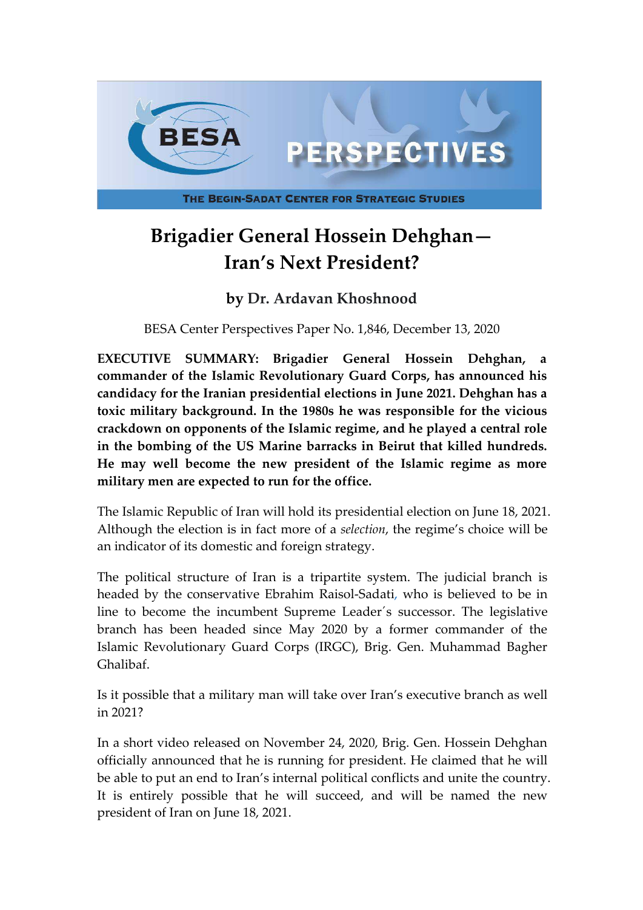# Brigadier General Hossein Dehghan— Iran's Next President?

## by Dr. Ardavan Khoshnood

BESA Center Perspectives Paper No. 1,846, December 13, 2020

**EXECUTIVE SUMMARY: Brigadier General Hossein Dehghan, a commander of the Islamic Revolutionary Guard Corps, has announced his candidacy for the Iranian presidential elections in June 2021. Dehghan has a toxic military background. In the 1980s he was responsible for the vicious crackdown on opponents of the Islamic regime, and he played a central role in the bombing of the US Marine barracks in Beirut that killed hundreds. He may well become the new president of the Islamic regime as more military men are expected to run for the office.**

The Islamic Republic of Iran will hold its presidential election on June 18, 2021. Although the election is in fact more of a *selection*, the regime's choice will be an indicator of its domestic and foreign strategy.

The political structure of Iran is a tripartite system. The judicial branch is headed by the conservative Ebrahim Raisol-Sadati, who is believed to be in line to become the incumbent Supreme Leader´s successor. The legislative branch has been headed since May 2020 by a former commander of the Islamic Revolutionary Guard Corps (IRGC), Brig. Gen. Muhammad Bagher Ghalibaf.

Is it possible that a military man will take over Iran's executive branch as well in 2021?

In a short video released on November 24, 2020, Brig. Gen. Hossein Dehghan officially announced that he is running for president. He claimed that he will be able to put an end to Iran's internal political conflicts and unite the country. It is entirely possible that he will succeed, and will be named the new president of Iran on June 18, 2021.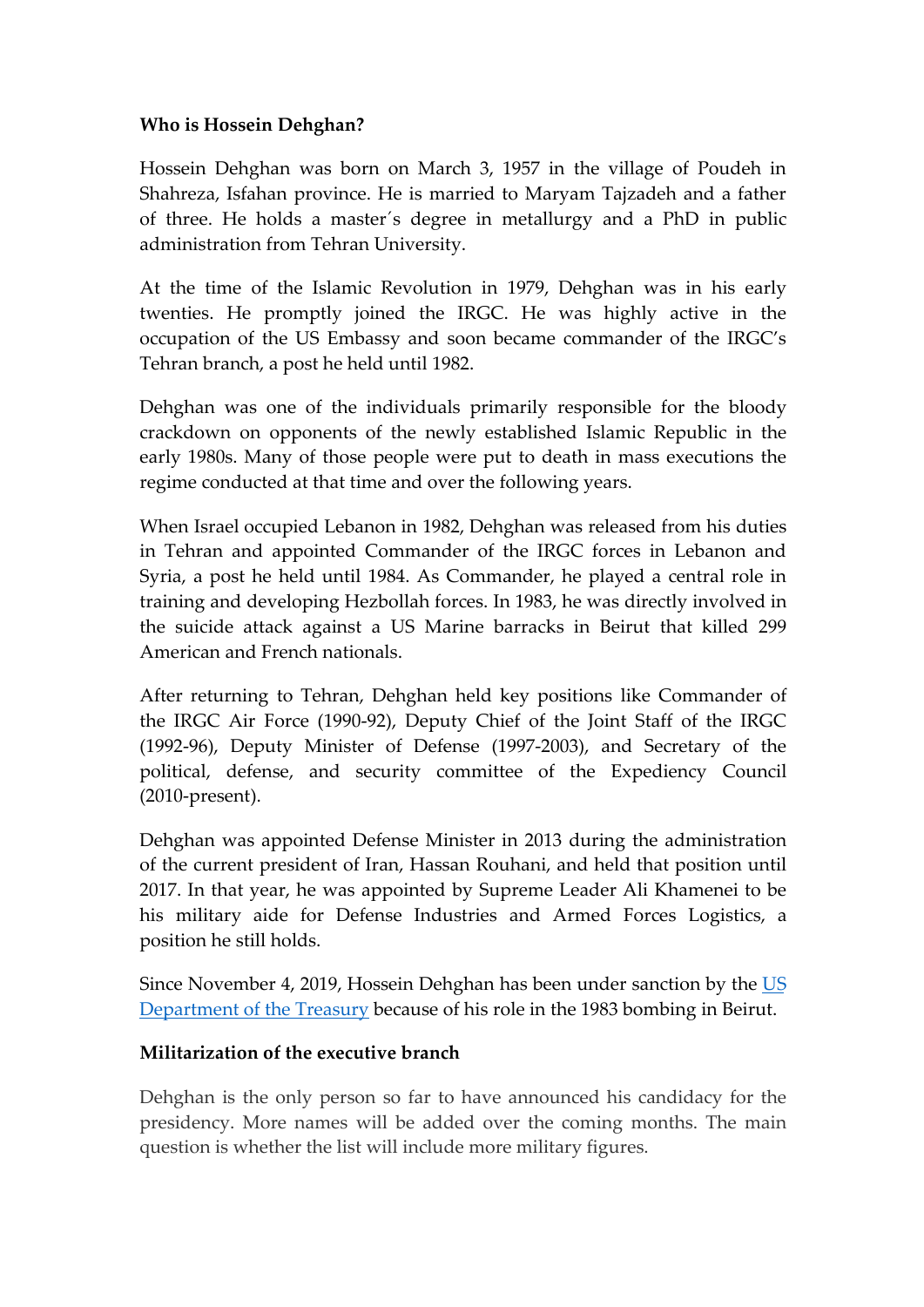**Who is Hossein Dehghan?**

Hossein Dehghan was born on March 3, 1957 in the village of Poudeh in Shahreza, Isfahan province. He is married to Maryam Tajzadeh and a father of three. He holds a master´s degree in metallurgy and a PhD in public administration from Tehran University.

At the time of the Islamic Revolution in 1979, Dehghan was in his early twenties. He promptly joined the IRGC. He was highly active in the occupation of the US Embassy and soon became commander of the IRGC's Tehran branch, a post he held until 1982.

Dehghan was one of the individuals primarily responsible for the bloody crackdown on opponents of the newly established Islamic Republic in the early 1980s. Many of those people were put to death in mass executions the regime conducted at that time and over the following years.

When Israel occupied Lebanon in 1982, Dehghan was released from his duties in Tehran and appointed Commander of the IRGC forces in Lebanon and Syria, a post he held until 1984. As Commander, he played a central role in training and developing Hezbollah forces. In 1983, he was directly involved in the suicide attack against a US Marine barracks in Beirut that killed 299 American and French nationals.

After returning to Tehran, Dehghan held key positions like Commander of the IRGC Air Force (1990-92), Deputy Chief of the Joint Staff of the IRGC (1992-96), Deputy Minister of Defense (1997-2003), and Secretary of the political, defense, and security committee of the Expediency Council (2010-present).

Dehghan was appointed Defense Minister in 2013 during the administration of the current president of Iran, Hassan Rouhani, and held that position until 2017. In that year, he was appointed by Supreme Leader Ali Khamenei to be his military aide for Defense Industries and Armed Forces Logistics, a position he still holds.

Since November 4, 2019, Hossein Dehghan has been under sanction by the [US Department of the Treasury] because of his role in the 1983 bombing in Beirut.

**Militarization of the executive branch**

Dehghan is the only person so far to have announced his candidacy for the presidency. More names will be added over the coming months. The main question is whether the list will include more military figures.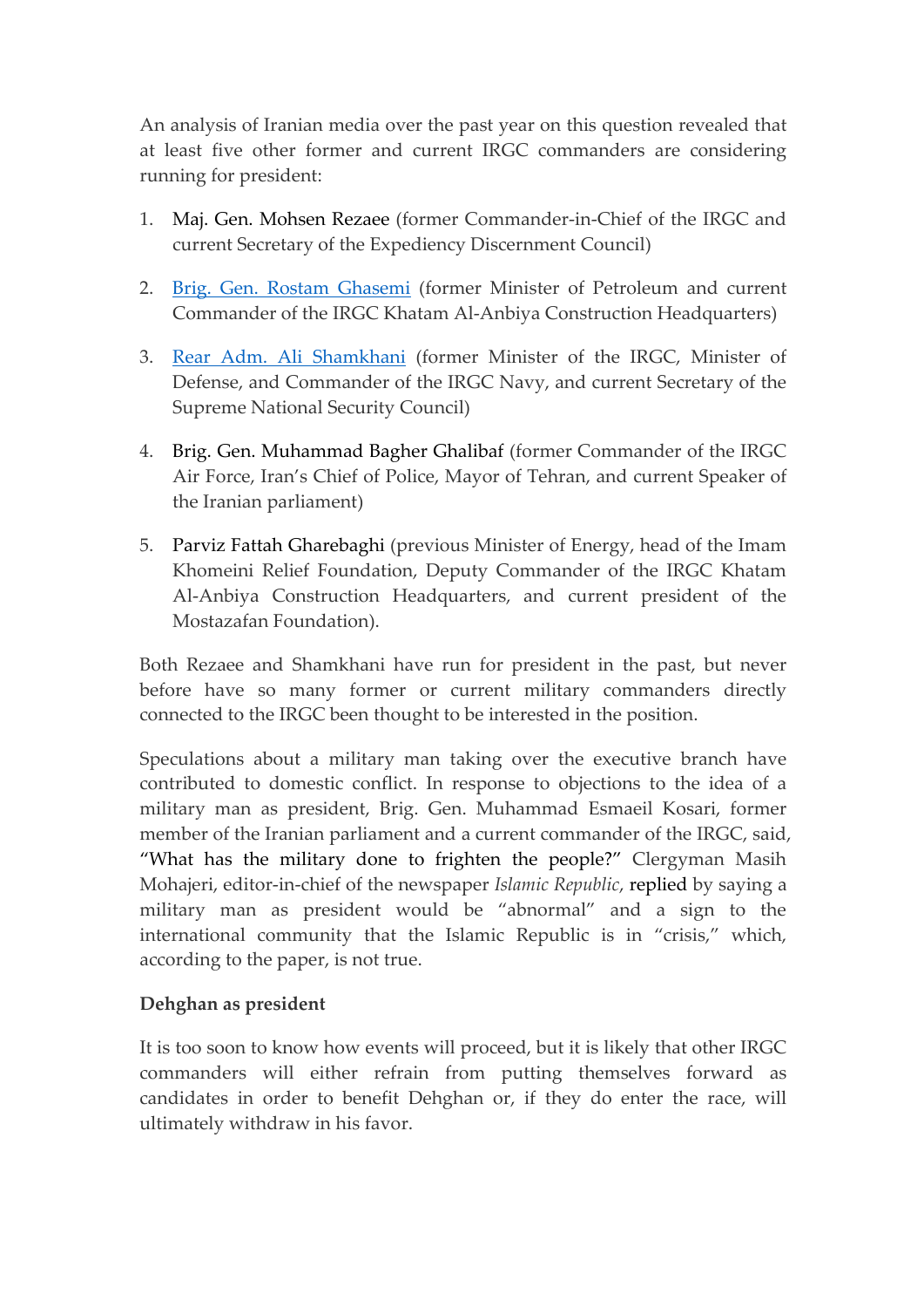An analysis of Iranian media over the past year on this question revealed that at least five other former and current IRGC commanders are considering running for president:

1. Maj. Gen. Mohsen Rezaee (former Commander-in-Chief of the IRGC and current Secretary of the Expediency Discernment Council)
2. Brig. Gen. Rostam Ghasemi (former Minister of Petroleum and current Commander of the IRGC Khatam Al-Anbiya Construction Headquarters)
3. Rear Adm. Ali Shamkhani (former Minister of the IRGC, Minister of Defense, and Commander of the IRGC Navy, and current Secretary of the Supreme National Security Council)
4. Brig. Gen. Muhammad Bagher Ghalibaf (former Commander of the IRGC Air Force, Iran's Chief of Police, Mayor of Tehran, and current Speaker of the Iranian parliament)
5. Parviz Fattah Gharebaghi (previous Minister of Energy, head of the Imam Khomeini Relief Foundation, Deputy Commander of the IRGC Khatam Al-Anbiya Construction Headquarters, and current president of the Mostazafan Foundation).

Both Rezaee and Shamkhani have run for president in the past, but never before have so many former or current military commanders directly connected to the IRGC been thought to be interested in the position.

Speculations about a military man taking over the executive branch have contributed to domestic conflict. In response to objections to the idea of a military man as president, Brig. Gen. Muhammad Esmaeil Kosari, former member of the Iranian parliament and a current commander of the IRGC, said, "What has the military done to frighten the people?" Clergyman Masih Mohajeri, editor-in-chief of the newspaper *Islamic Republic*, replied by saying a military man as president would be "abnormal" and a sign to the international community that the Islamic Republic is in "crisis," which, according to the paper, is not true.

**Dehghan as president**

It is too soon to know how events will proceed, but it is likely that other IRGC commanders will either refrain from putting themselves forward as candidates in order to benefit Dehghan or, if they do enter the race, will ultimately withdraw in his favor.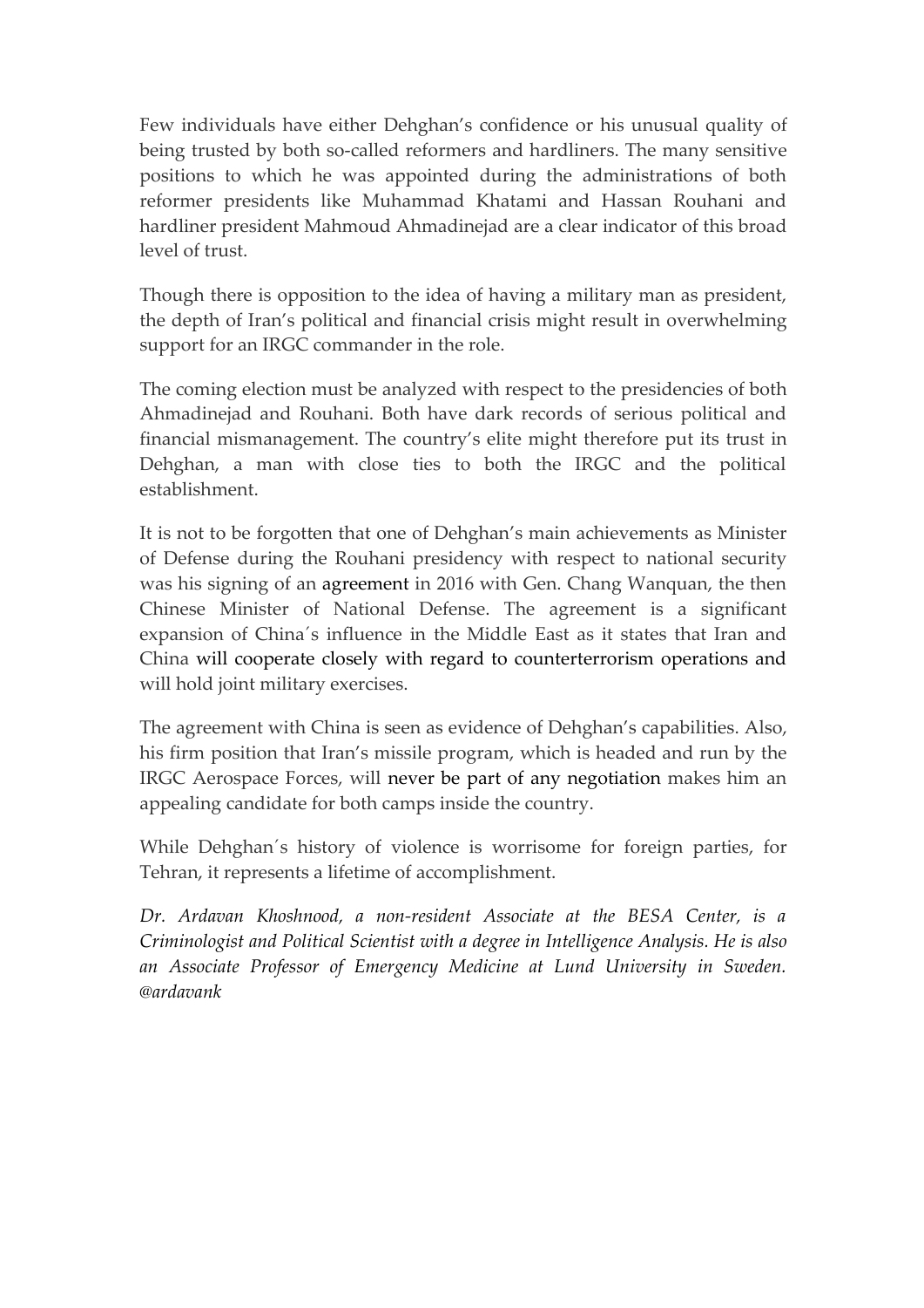Few individuals have either Dehghan's confidence or his unusual quality of being trusted by both so-called reformers and hardliners. The many sensitive positions to which he was appointed during the administrations of both reformer presidents like Muhammad Khatami and Hassan Rouhani and hardliner president Mahmoud Ahmadinejad are a clear indicator of this broad level of trust.

Though there is opposition to the idea of having a military man as president, the depth of Iran's political and financial crisis might result in overwhelming support for an IRGC commander in the role.

The coming election must be analyzed with respect to the presidencies of both Ahmadinejad and Rouhani. Both have dark records of serious political and financial mismanagement. The country's elite might therefore put its trust in Dehghan, a man with close ties to both the IRGC and the political establishment.

It is not to be forgotten that one of Dehghan's main achievements as Minister of Defense during the Rouhani presidency with respect to national security was his signing of an agreement in 2016 with Gen. Chang Wanquan, the then Chinese Minister of National Defense. The agreement is a significant expansion of China´s influence in the Middle East as it states that Iran and China will cooperate closely with regard to counterterrorism operations and will hold joint military exercises.

The agreement with China is seen as evidence of Dehghan's capabilities. Also, his firm position that Iran's missile program, which is headed and run by the IRGC Aerospace Forces, will never be part of any negotiation makes him an appealing candidate for both camps inside the country.

While Dehghan´s history of violence is worrisome for foreign parties, for Tehran, it represents a lifetime of accomplishment.

*Dr. Ardavan Khoshnood, a non-resident Associate at the BESA Center, is a Criminologist and Political Scientist with a degree in Intelligence Analysis. He is also an Associate Professor of Emergency Medicine at Lund University in Sweden. @ardavank*